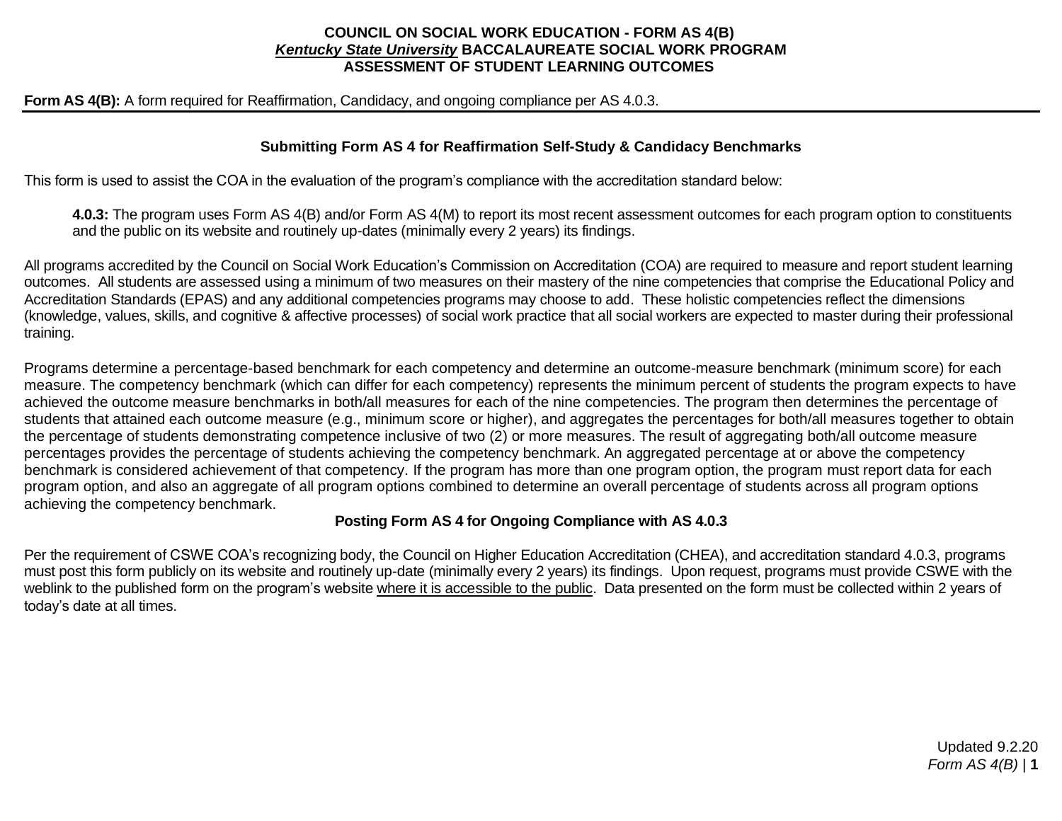**COUNCIL ON SOCIAL WORK EDUCATION - FORM AS 4(B)**
***Kentucky State University*** **BACCALAUREATE SOCIAL WORK PROGRAM**
**ASSESSMENT OF STUDENT LEARNING OUTCOMES**

**Form AS 4(B):** A form required for Reaffirmation, Candidacy, and ongoing compliance per AS 4.0.3.

## Submitting Form AS 4 for Reaffirmation Self-Study & Candidacy Benchmarks

This form is used to assist the COA in the evaluation of the program's compliance with the accreditation standard below:

> **4.0.3:** The program uses Form AS 4(B) and/or Form AS 4(M) to report its most recent assessment outcomes for each program option to constituents and the public on its website and routinely up-dates (minimally every 2 years) its findings.

All programs accredited by the Council on Social Work Education's Commission on Accreditation (COA) are required to measure and report student learning outcomes. All students are assessed using a minimum of two measures on their mastery of the nine competencies that comprise the Educational Policy and Accreditation Standards (EPAS) and any additional competencies programs may choose to add. These holistic competencies reflect the dimensions (knowledge, values, skills, and cognitive & affective processes) of social work practice that all social workers are expected to master during their professional training.

Programs determine a percentage-based benchmark for each competency and determine an outcome-measure benchmark (minimum score) for each measure. The competency benchmark (which can differ for each competency) represents the minimum percent of students the program expects to have achieved the outcome measure benchmarks in both/all measures for each of the nine competencies. The program then determines the percentage of students that attained each outcome measure (e.g., minimum score or higher), and aggregates the percentages for both/all measures together to obtain the percentage of students demonstrating competence inclusive of two (2) or more measures. The result of aggregating both/all outcome measure percentages provides the percentage of students achieving the competency benchmark. An aggregated percentage at or above the competency benchmark is considered achievement of that competency. If the program has more than one program option, the program must report data for each program option, and also an aggregate of all program options combined to determine an overall percentage of students across all program options achieving the competency benchmark.

## Posting Form AS 4 for Ongoing Compliance with AS 4.0.3

Per the requirement of CSWE COA's recognizing body, the Council on Higher Education Accreditation (CHEA), and accreditation standard 4.0.3, programs must post this form publicly on its website and routinely up-date (minimally every 2 years) its findings. Upon request, programs must provide CSWE with the weblink to the published form on the program's website where it is accessible to the public. Data presented on the form must be collected within 2 years of today's date at all times.

Updated 9.2.20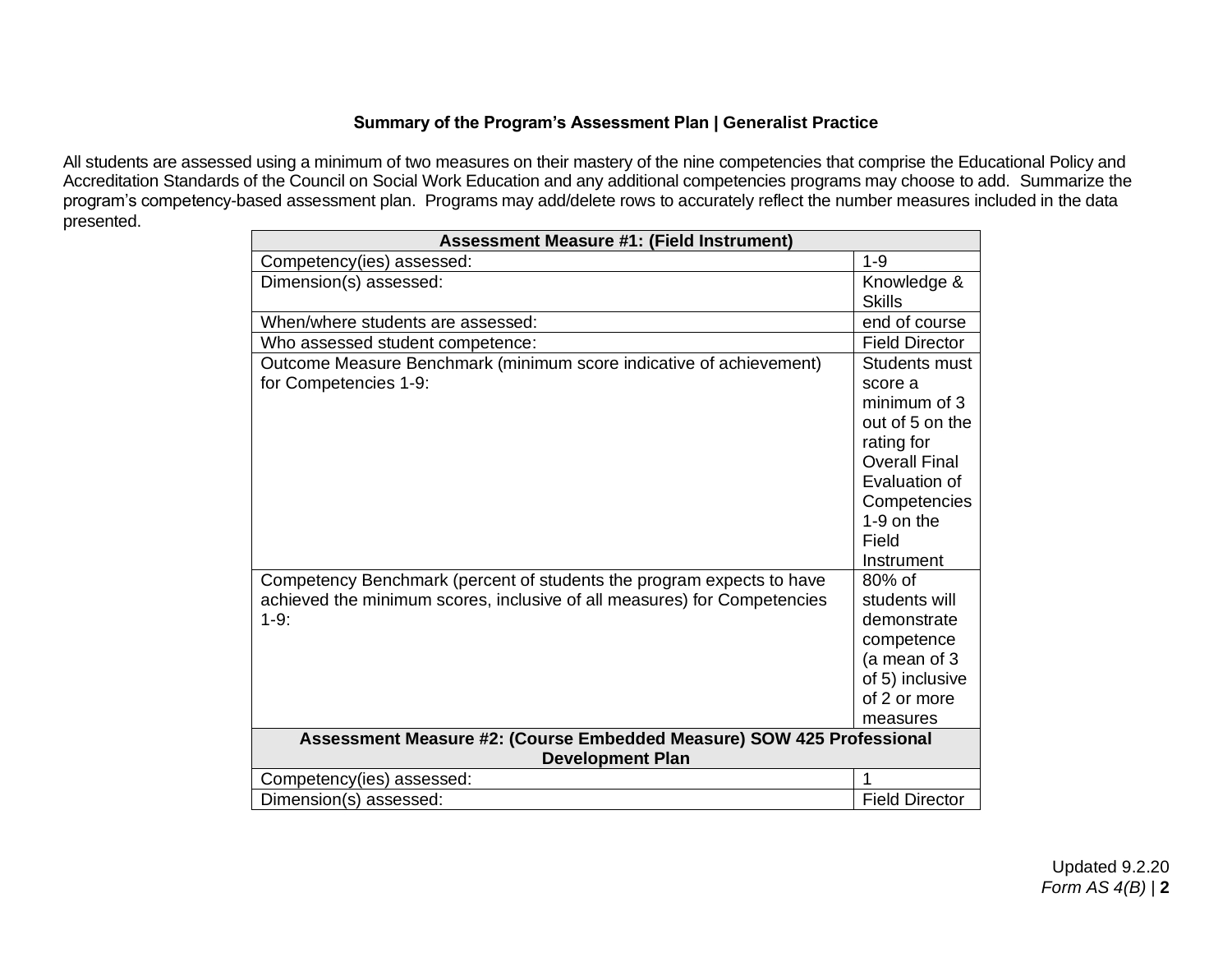**Summary of the Program's Assessment Plan | Generalist Practice**

All students are assessed using a minimum of two measures on their mastery of the nine competencies that comprise the Educational Policy and Accreditation Standards of the Council on Social Work Education and any additional competencies programs may choose to add. Summarize the program's competency-based assessment plan. Programs may add/delete rows to accurately reflect the number measures included in the data presented.

| **Assessment Measure #1: (Field Instrument)** | |
|---|---|
| Competency(ies) assessed: | 1-9 |
| Dimension(s) assessed: | Knowledge & Skills |
| When/where students are assessed: | end of course |
| Who assessed student competence: | Field Director |
| Outcome Measure Benchmark (minimum score indicative of achievement) for Competencies 1-9: | Students must score a minimum of 3 out of 5 on the rating for Overall Final Evaluation of Competencies 1-9 on the Field Instrument |
| Competency Benchmark (percent of students the program expects to have achieved the minimum scores, inclusive of all measures) for Competencies 1-9: | 80% of students will demonstrate competence (a mean of 3 of 5) inclusive of 2 or more measures |
| **Assessment Measure #2: (Course Embedded Measure) SOW 425 Professional Development Plan** | |
| Competency(ies) assessed: | 1 |
| Dimension(s) assessed: | Field Director |

Updated 9.2.20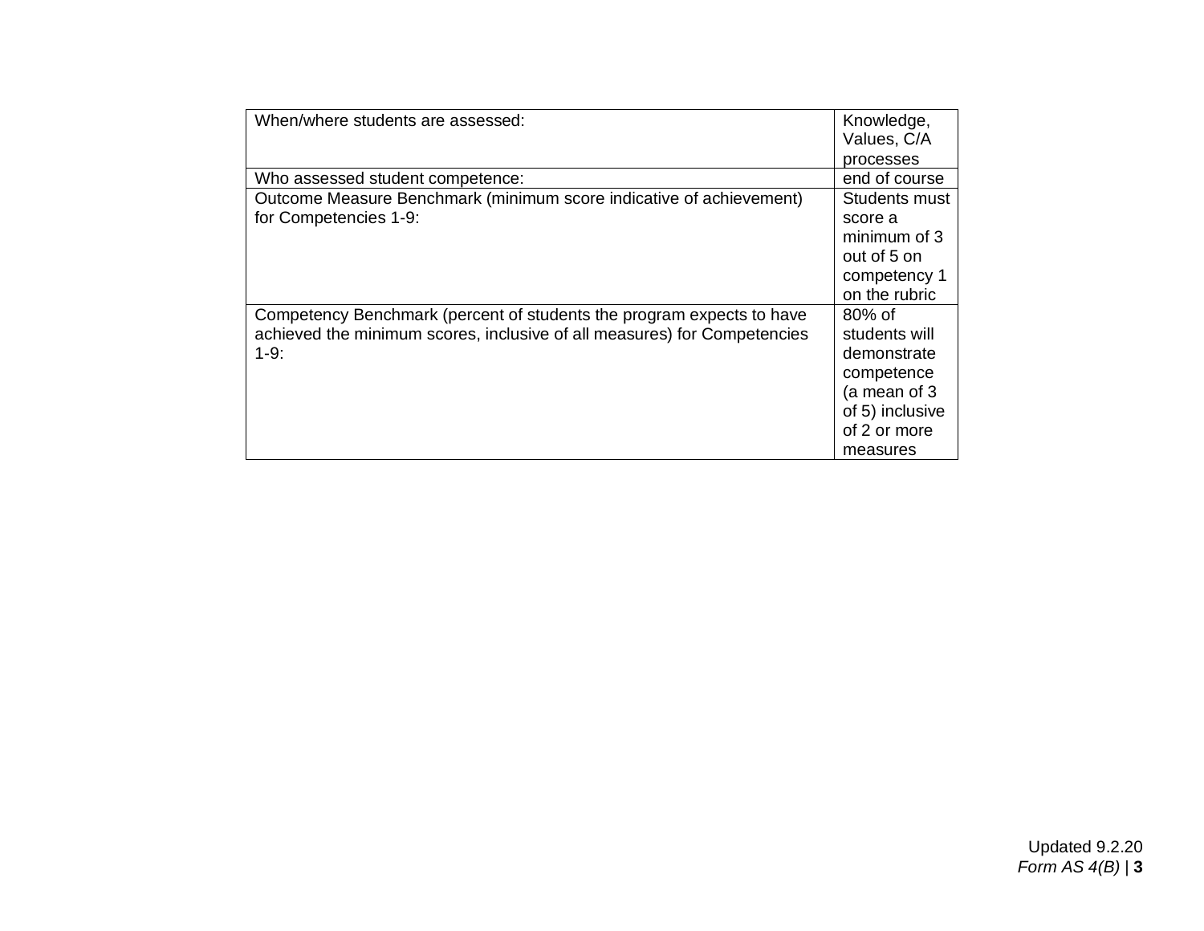| When/where students are assessed: | Knowledge, Values, C/A processes |
|---|---|
| Who assessed student competence: | end of course |
| Outcome Measure Benchmark (minimum score indicative of achievement) for Competencies 1-9: | Students must score a minimum of 3 out of 5 on competency 1 on the rubric |
| Competency Benchmark (percent of students the program expects to have achieved the minimum scores, inclusive of all measures) for Competencies 1-9: | 80% of students will demonstrate competence (a mean of 3 of 5) inclusive of 2 or more measures |

Updated 9.2.20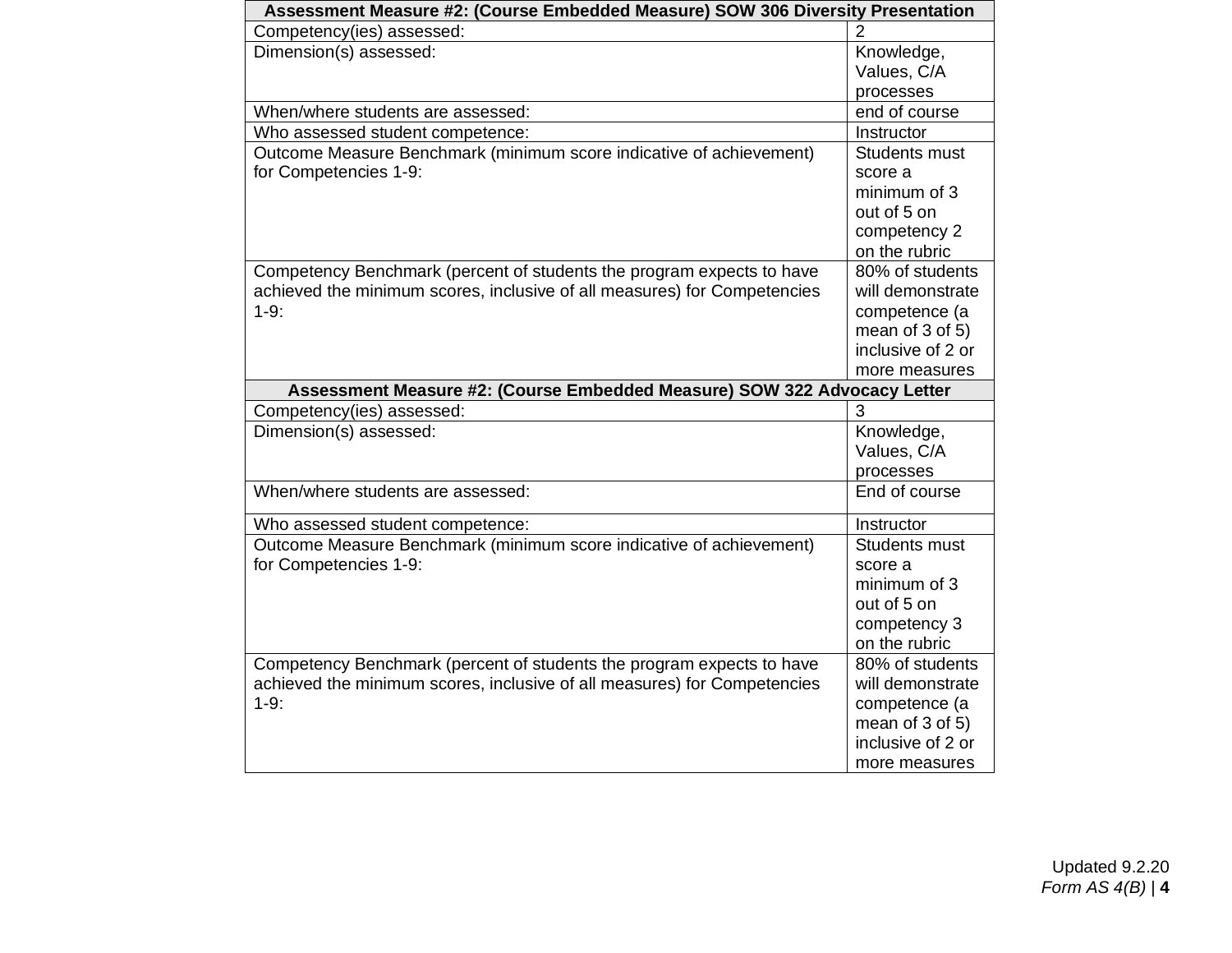| Assessment Measure #2: (Course Embedded Measure) SOW 306 Diversity Presentation | |
|---|---|
| Competency(ies) assessed: | 2 |
| Dimension(s) assessed: | Knowledge, Values, C/A processes |
| When/where students are assessed: | end of course |
| Who assessed student competence: | Instructor |
| Outcome Measure Benchmark (minimum score indicative of achievement) for Competencies 1-9: | Students must score a minimum of 3 out of 5 on competency 2 on the rubric |
| Competency Benchmark (percent of students the program expects to have achieved the minimum scores, inclusive of all measures) for Competencies 1-9: | 80% of students will demonstrate competence (a mean of 3 of 5) inclusive of 2 or more measures |
| **Assessment Measure #2: (Course Embedded Measure) SOW 322 Advocacy Letter** | |
| Competency(ies) assessed: | 3 |
| Dimension(s) assessed: | Knowledge, Values, C/A processes |
| When/where students are assessed: | End of course |
| Who assessed student competence: | Instructor |
| Outcome Measure Benchmark (minimum score indicative of achievement) for Competencies 1-9: | Students must score a minimum of 3 out of 5 on competency 3 on the rubric |
| Competency Benchmark (percent of students the program expects to have achieved the minimum scores, inclusive of all measures) for Competencies 1-9: | 80% of students will demonstrate competence (a mean of 3 of 5) inclusive of 2 or more measures |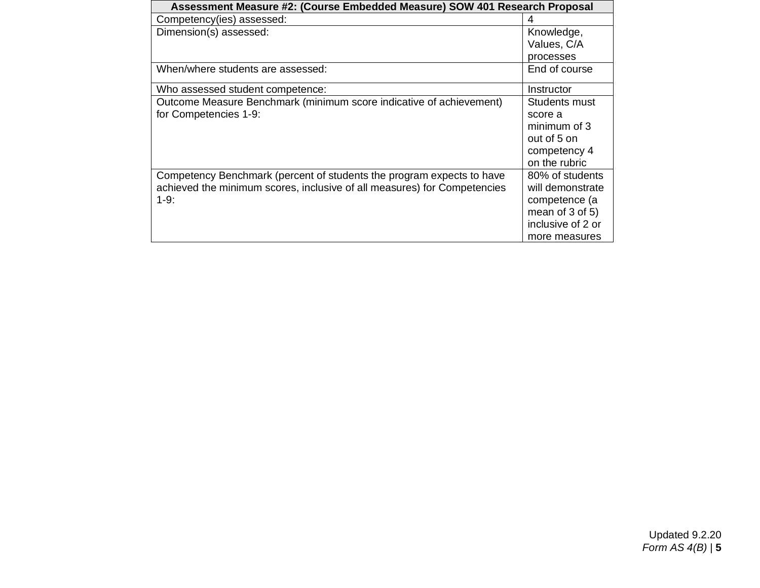| Assessment Measure #2: (Course Embedded Measure) SOW 401 Research Proposal | |
|---|---|
| Competency(ies) assessed: | 4 |
| Dimension(s) assessed: | Knowledge, Values, C/A processes |
| When/where students are assessed: | End of course |
| Who assessed student competence: | Instructor |
| Outcome Measure Benchmark (minimum score indicative of achievement) for Competencies 1-9: | Students must score a minimum of 3 out of 5 on competency 4 on the rubric |
| Competency Benchmark (percent of students the program expects to have achieved the minimum scores, inclusive of all measures) for Competencies 1-9: | 80% of students will demonstrate competence (a mean of 3 of 5) inclusive of 2 or more measures |

Updated 9.2.20
*Form AS 4(B)*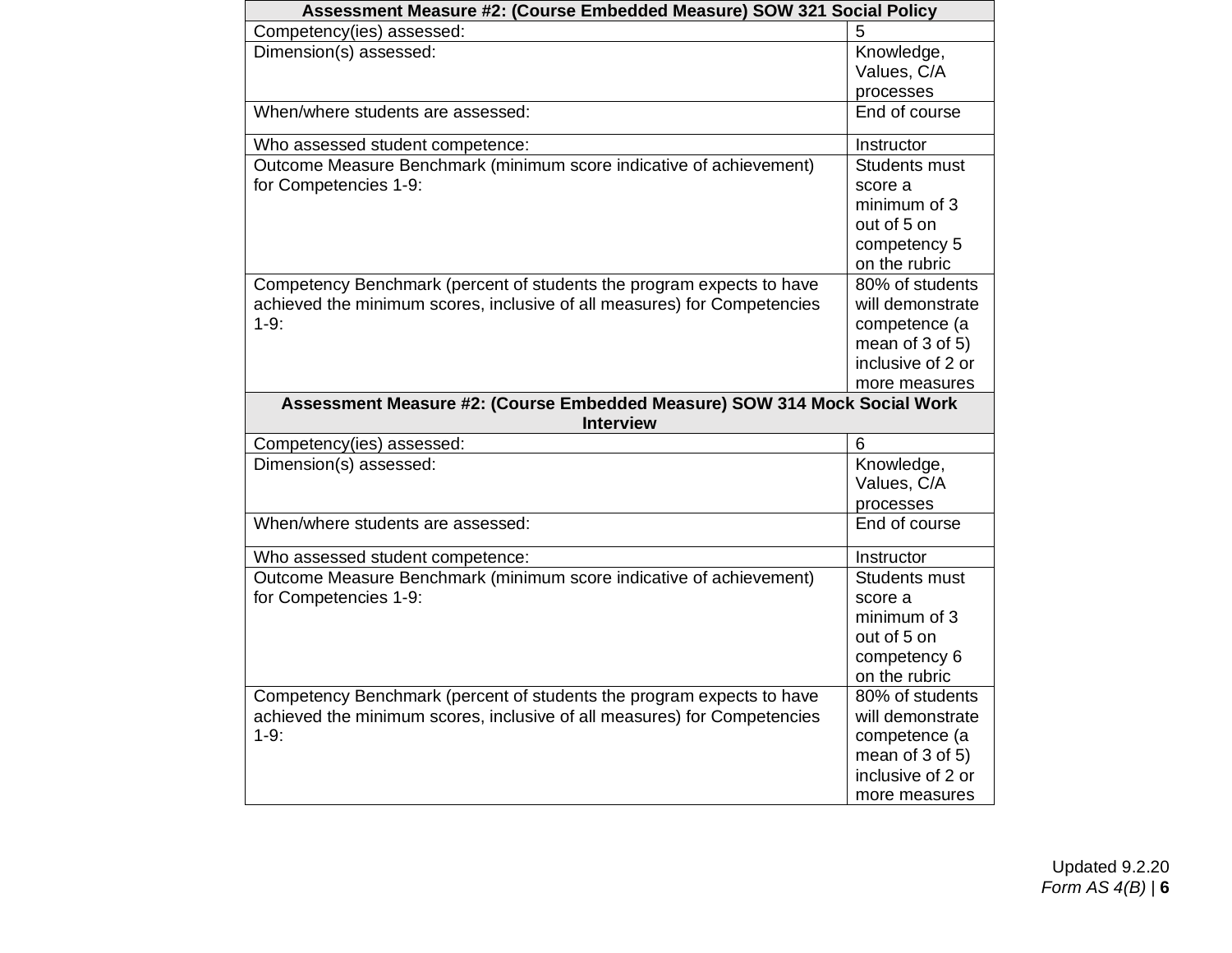| Assessment Measure #2: (Course Embedded Measure) SOW 321 Social Policy | |
|---|---|
| Competency(ies) assessed: | 5 |
| Dimension(s) assessed: | Knowledge, Values, C/A processes |
| When/where students are assessed: | End of course |
| Who assessed student competence: | Instructor |
| Outcome Measure Benchmark (minimum score indicative of achievement) for Competencies 1-9: | Students must score a minimum of 3 out of 5 on competency 5 on the rubric |
| Competency Benchmark (percent of students the program expects to have achieved the minimum scores, inclusive of all measures) for Competencies 1-9: | 80% of students will demonstrate competence (a mean of 3 of 5) inclusive of 2 or more measures |
| **Assessment Measure #2: (Course Embedded Measure) SOW 314 Mock Social Work Interview** | |
| Competency(ies) assessed: | 6 |
| Dimension(s) assessed: | Knowledge, Values, C/A processes |
| When/where students are assessed: | End of course |
| Who assessed student competence: | Instructor |
| Outcome Measure Benchmark (minimum score indicative of achievement) for Competencies 1-9: | Students must score a minimum of 3 out of 5 on competency 6 on the rubric |
| Competency Benchmark (percent of students the program expects to have achieved the minimum scores, inclusive of all measures) for Competencies 1-9: | 80% of students will demonstrate competence (a mean of 3 of 5) inclusive of 2 or more measures |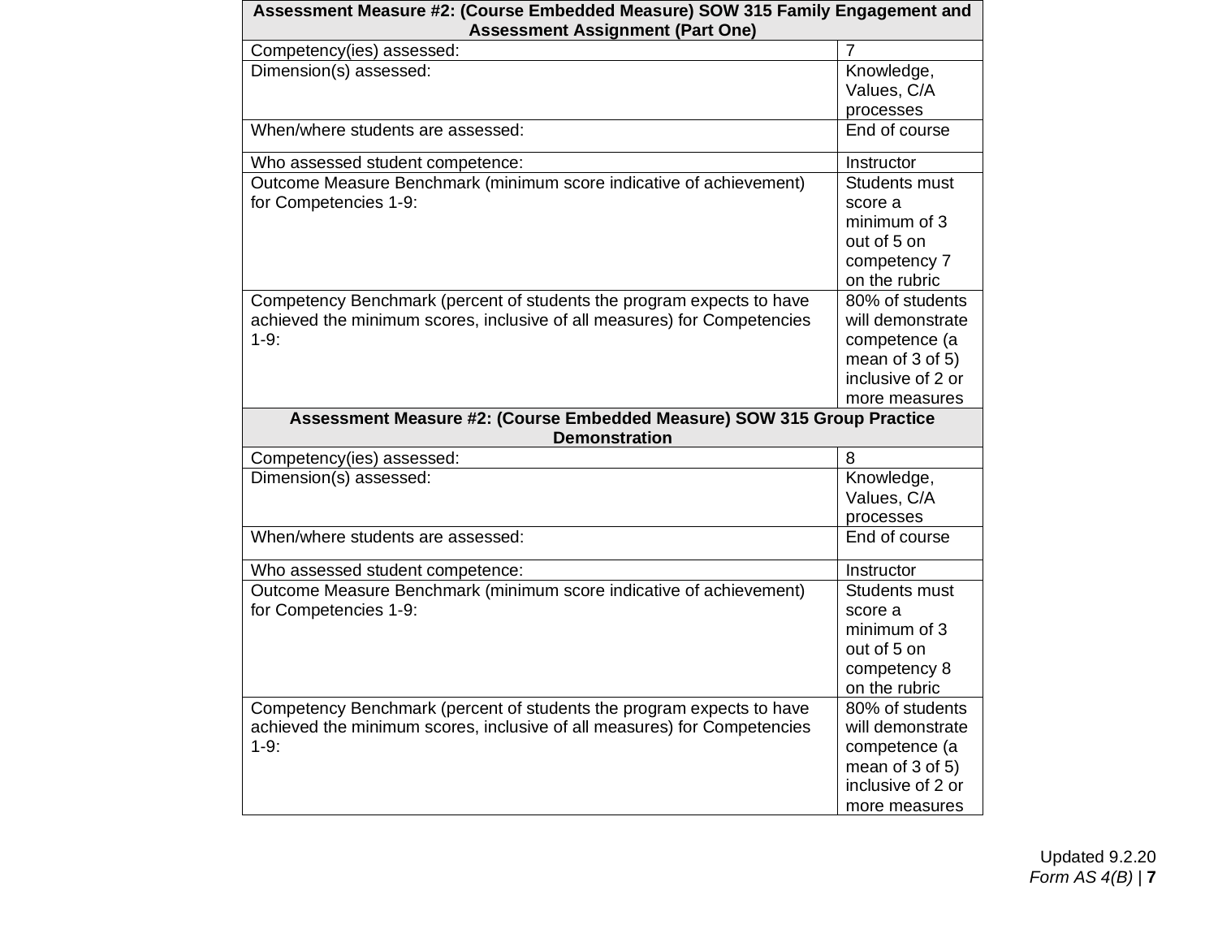| **Assessment Measure #2: (Course Embedded Measure) SOW 315 Family Engagement and Assessment Assignment (Part One)** | |
|---|---|
| Competency(ies) assessed: | 7 |
| Dimension(s) assessed: | Knowledge, Values, C/A processes |
| When/where students are assessed: | End of course |
| Who assessed student competence: | Instructor |
| Outcome Measure Benchmark (minimum score indicative of achievement) for Competencies 1-9: | Students must score a minimum of 3 out of 5 on competency 7 on the rubric |
| Competency Benchmark (percent of students the program expects to have achieved the minimum scores, inclusive of all measures) for Competencies 1-9: | 80% of students will demonstrate competence (a mean of 3 of 5) inclusive of 2 or more measures |
| **Assessment Measure #2: (Course Embedded Measure) SOW 315 Group Practice Demonstration** | |
| Competency(ies) assessed: | 8 |
| Dimension(s) assessed: | Knowledge, Values, C/A processes |
| When/where students are assessed: | End of course |
| Who assessed student competence: | Instructor |
| Outcome Measure Benchmark (minimum score indicative of achievement) for Competencies 1-9: | Students must score a minimum of 3 out of 5 on competency 8 on the rubric |
| Competency Benchmark (percent of students the program expects to have achieved the minimum scores, inclusive of all measures) for Competencies 1-9: | 80% of students will demonstrate competence (a mean of 3 of 5) inclusive of 2 or more measures |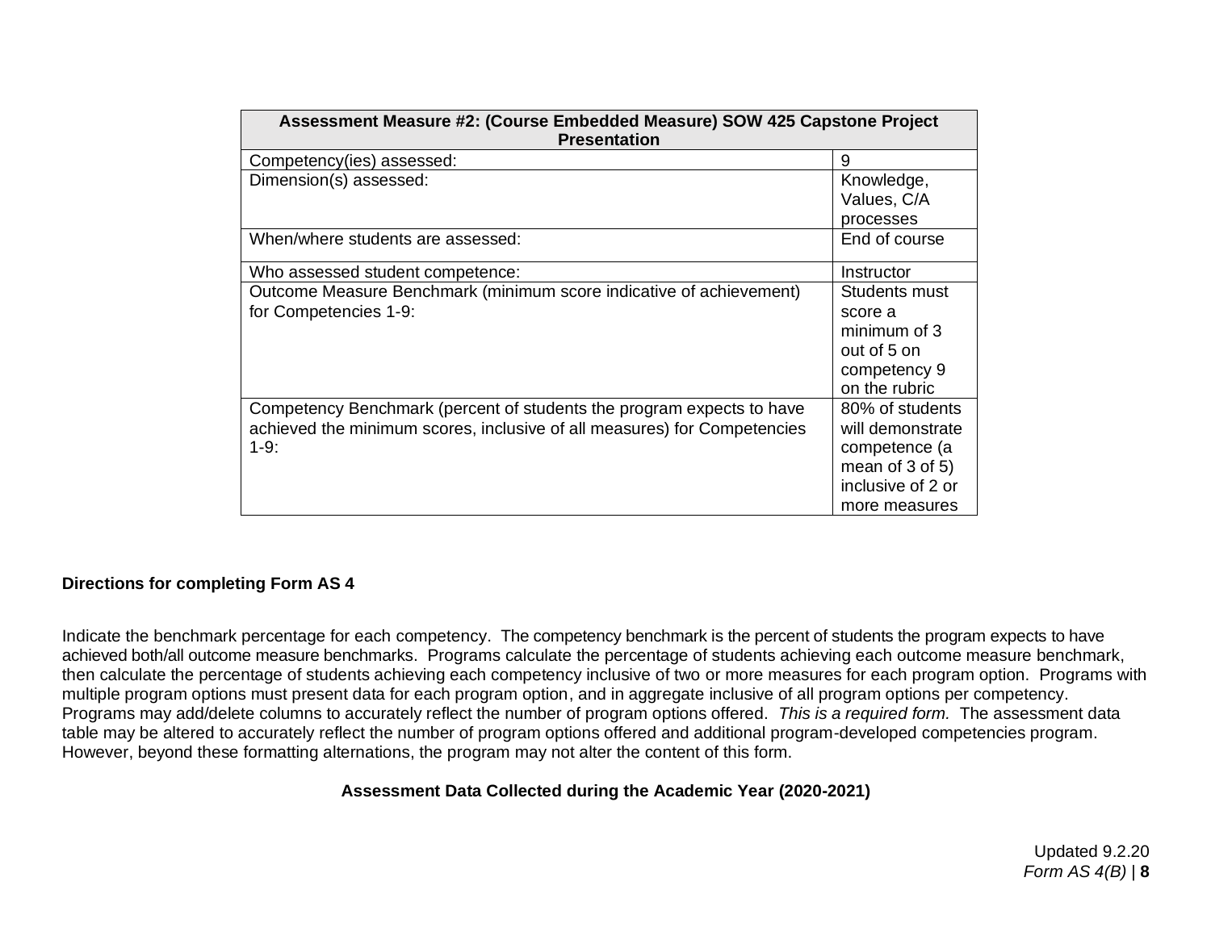| Assessment Measure #2: (Course Embedded Measure) SOW 425 Capstone Project Presentation | |
|---|---|
| Competency(ies) assessed: | 9 |
| Dimension(s) assessed: | Knowledge, Values, C/A processes |
| When/where students are assessed: | End of course |
| Who assessed student competence: | Instructor |
| Outcome Measure Benchmark (minimum score indicative of achievement) for Competencies 1-9: | Students must score a minimum of 3 out of 5 on competency 9 on the rubric |
| Competency Benchmark (percent of students the program expects to have achieved the minimum scores, inclusive of all measures) for Competencies 1-9: | 80% of students will demonstrate competence (a mean of 3 of 5) inclusive of 2 or more measures |

**Directions for completing Form AS 4**

Indicate the benchmark percentage for each competency. The competency benchmark is the percent of students the program expects to have achieved both/all outcome measure benchmarks. Programs calculate the percentage of students achieving each outcome measure benchmark, then calculate the percentage of students achieving each competency inclusive of two or more measures for each program option. Programs with multiple program options must present data for each program option, and in aggregate inclusive of all program options per competency. Programs may add/delete columns to accurately reflect the number of program options offered. *This is a required form.* The assessment data table may be altered to accurately reflect the number of program options offered and additional program-developed competencies program. However, beyond these formatting alternations, the program may not alter the content of this form.

**Assessment Data Collected during the Academic Year (2020-2021)**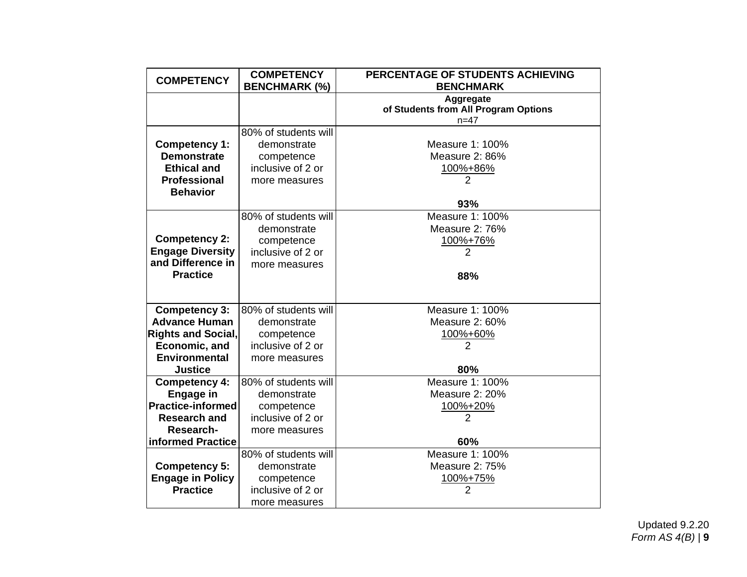| COMPETENCY | COMPETENCY BENCHMARK (%) | PERCENTAGE OF STUDENTS ACHIEVING BENCHMARK |
|---|---|---|
| | | **Aggregate of Students from All Program Options** n=47 |
| **Competency 1: Demonstrate Ethical and Professional Behavior** | 80% of students will demonstrate competence inclusive of 2 or more measures | Measure 1: 100%<br>Measure 2: 86%<br>$\frac{100\%+86\%}{2}$<br>**93%** |
| **Competency 2: Engage Diversity and Difference in Practice** | 80% of students will demonstrate competence inclusive of 2 or more measures | Measure 1: 100%<br>Measure 2: 76%<br>$\frac{100\%+76\%}{2}$<br>**88%** |
| **Competency 3: Advance Human Rights and Social, Economic, and Environmental Justice** | 80% of students will demonstrate competence inclusive of 2 or more measures | Measure 1: 100%<br>Measure 2: 60%<br>$\frac{100\%+60\%}{2}$<br>**80%** |
| **Competency 4: Engage in Practice-informed Research and Research-informed Practice** | 80% of students will demonstrate competence inclusive of 2 or more measures | Measure 1: 100%<br>Measure 2: 20%<br>$\frac{100\%+20\%}{2}$<br>**60%** |
| **Competency 5: Engage in Policy Practice** | 80% of students will demonstrate competence inclusive of 2 or more measures | Measure 1: 100%<br>Measure 2: 75%<br>$\frac{100\%+75\%}{2}$ |

Updated 9.2.20
*Form AS 4(B)*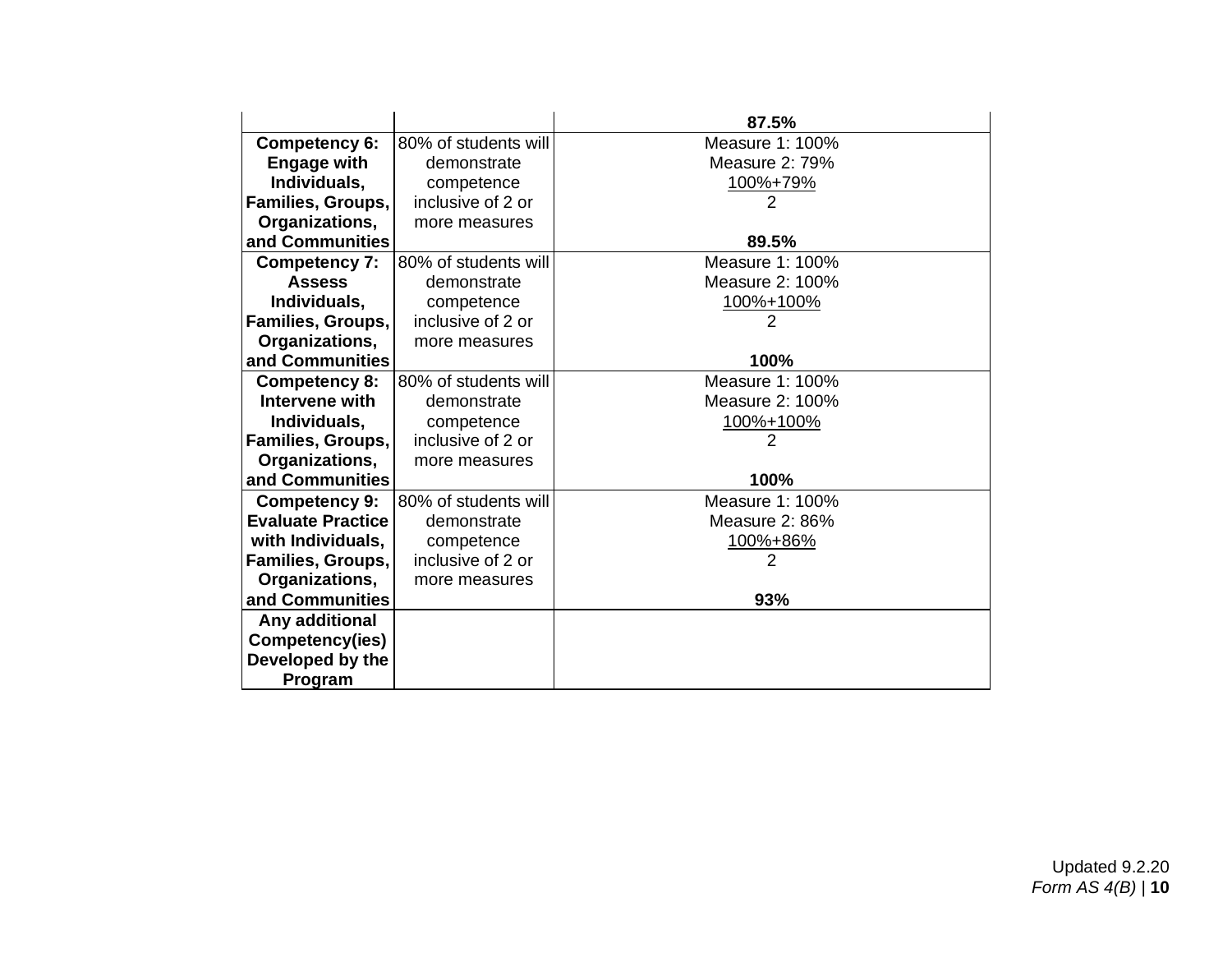| | | |
|---|---|---|
| | | **87.5%** |
| **Competency 6: Engage with Individuals, Families, Groups, Organizations, and Communities** | 80% of students will demonstrate competence inclusive of 2 or more measures | Measure 1: 100%<br>Measure 2: 79%<br>$\frac{100\%+79\%}{2}$<br><br>**89.5%** |
| **Competency 7: Assess Individuals, Families, Groups, Organizations, and Communities** | 80% of students will demonstrate competence inclusive of 2 or more measures | Measure 1: 100%<br>Measure 2: 100%<br>$\frac{100\%+100\%}{2}$<br><br>**100%** |
| **Competency 8: Intervene with Individuals, Families, Groups, Organizations, and Communities** | 80% of students will demonstrate competence inclusive of 2 or more measures | Measure 1: 100%<br>Measure 2: 100%<br>$\frac{100\%+100\%}{2}$<br><br>**100%** |
| **Competency 9: Evaluate Practice with Individuals, Families, Groups, Organizations, and Communities** | 80% of students will demonstrate competence inclusive of 2 or more measures | Measure 1: 100%<br>Measure 2: 86%<br>$\frac{100\%+86\%}{2}$<br><br>**93%** |
| **Any additional Competency(ies) Developed by the Program** | | |

Updated 9.2.20
*Form AS 4(B)*